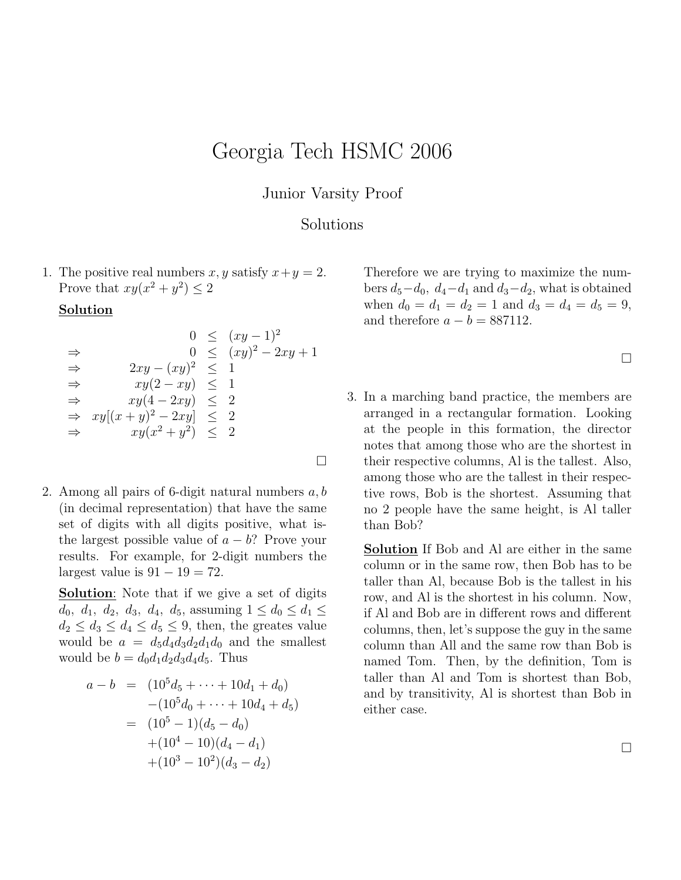# Georgia Tech HSMC 2006

## Junior Varsity Proof

## Solutions

1. The positive real numbers $x, y$ satisfy $x+y=2$. Prove that $xy(x^2+y^2) \leq 2$

   **Solution**

$$
\begin{array}{rrcl}
 & 0 & \leq & (xy-1)^2 \\
\Rightarrow & 0 & \leq & (xy)^2 - 2xy + 1 \\
\Rightarrow & 2xy - (xy)^2 & \leq & 1 \\
\Rightarrow & xy(2-xy) & \leq & 1 \\
\Rightarrow & xy(4-2xy) & \leq & 2 \\
\Rightarrow & xy[(x+y)^2 - 2xy] & \leq & 2 \\
\Rightarrow & xy(x^2+y^2) & \leq & 2
\end{array}
$$

   □

2. Among all pairs of 6-digit natural numbers $a, b$ (in decimal representation) that have the same set of digits with all digits positive, what is- the largest possible value of $a-b$? Prove your results. For example, for 2-digit numbers the largest value is $91-19=72$.

   **Solution**: Note that if we give a set of digits $d_0,\ d_1,\ d_2,\ d_3,\ d_4,\ d_5$, assuming $1 \leq d_0 \leq d_1 \leq d_2 \leq d_3 \leq d_4 \leq d_5 \leq 9$, then, the greates value would be $a = d_5d_4d_3d_2d_1d_0$ and the smallest would be $b = d_0d_1d_2d_3d_4d_5$. Thus

$$
\begin{aligned}
a - b &= (10^5 d_5 + \cdots + 10d_1 + d_0) \\
&\quad -(10^5 d_0 + \cdots + 10d_4 + d_5) \\
&= (10^5 - 1)(d_5 - d_0) \\
&\quad +(10^4 - 10)(d_4 - d_1) \\
&\quad +(10^3 - 10^2)(d_3 - d_2)
\end{aligned}
$$

   Therefore we are trying to maximize the numbers $d_5-d_0$, $d_4-d_1$ and $d_3-d_2$, what is obtained when $d_0 = d_1 = d_2 = 1$ and $d_3 = d_4 = d_5 = 9$, and therefore $a-b = 887112$.

   □

3. In a marching band practice, the members are arranged in a rectangular formation. Looking at the people in this formation, the director notes that among those who are the shortest in their respective columns, Al is the tallest. Also, among those who are the tallest in their respective rows, Bob is the shortest. Assuming that no 2 people have the same height, is Al taller than Bob?

   **Solution** If Bob and Al are either in the same column or in the same row, then Bob has to be taller than Al, because Bob is the tallest in his row, and Al is the shortest in his column. Now, if Al and Bob are in different rows and different columns, then, let's suppose the guy in the same column than All and the same row than Bob is named Tom. Then, by the definition, Tom is taller than Al and Tom is shortest than Bob, and by transitivity, Al is shortest than Bob in either case.

   □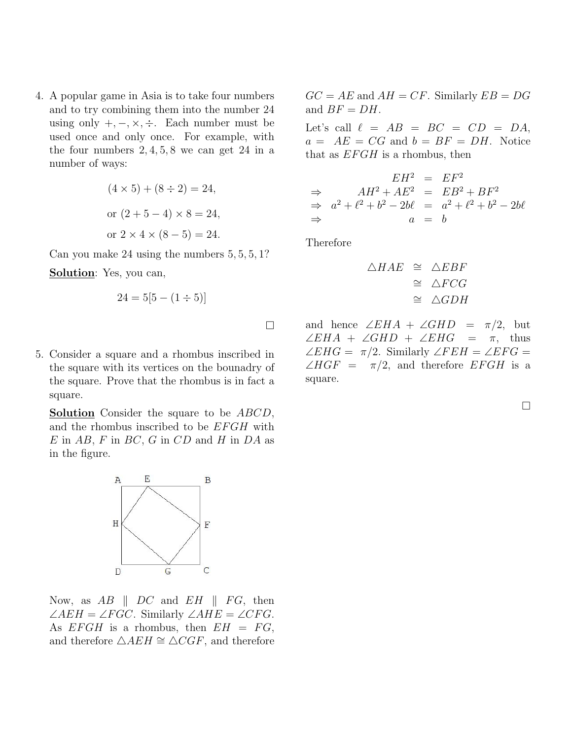4. A popular game in Asia is to take four numbers and to try combining them into the number 24 using only $+, -, \times, \div$. Each number must be used once and only once. For example, with the four numbers $2, 4, 5, 8$ we can get 24 in a number of ways:

   $$(4 \times 5) + (8 \div 2) = 24,$$

   $$\text{or } (2 + 5 - 4) \times 8 = 24,$$

   $$\text{or } 2 \times 4 \times (8 - 5) = 24.$$

   Can you make 24 using the numbers $5, 5, 5, 1$?

   **Solution**: Yes, you can,

   $$24 = 5[5 - (1 \div 5)]$$

   □

5. Consider a square and a rhombus inscribed in the square with its vertices on the bounadry of the square. Prove that the rhombus is in fact a square.

   **Solution** Consider the square to be $ABCD$, and the rhombus inscribed to be $EFGH$ with $E$ in $AB$, $F$ in $BC$, $G$ in $CD$ and $H$ in $DA$ as in the figure.

   A E B
   H F
   D G C

   Now, as $AB \parallel DC$ and $EH \parallel FG$, then $\angle AEH = \angle FGC$. Similarly $\angle AHE = \angle CFG$. As $EFGH$ is a rhombus, then $EH = FG$, and therefore $\triangle AEH \cong \triangle CGF$, and therefore $GC = AE$ and $AH = CF$. Similarly $EB = DG$ and $BF = DH$.

   Let's call $\ell = AB = BC = CD = DA$, $a = AE = CG$ and $b = BF = DH$. Notice that as $EFGH$ is a rhombus, then

   $$\begin{aligned} EH^2 &= EF^2 \\ \Rightarrow \quad AH^2 + AE^2 &= EB^2 + BF^2 \\ \Rightarrow \quad a^2 + \ell^2 + b^2 - 2b\ell &= a^2 + \ell^2 + b^2 - 2b\ell \\ \Rightarrow \quad a &= b \end{aligned}$$

   Therefore

   $$\begin{aligned} \triangle HAE &\cong \triangle EBF \\ &\cong \triangle FCG \\ &\cong \triangle GDH \end{aligned}$$

   and hence $\angle EHA + \angle GHD = \pi/2$, but $\angle EHA + \angle GHD + \angle EHG = \pi$, thus $\angle EHG = \pi/2$. Similarly $\angle FEH = \angle EFG = \angle HGF = \pi/2$, and therefore $EFGH$ is a square.

   □